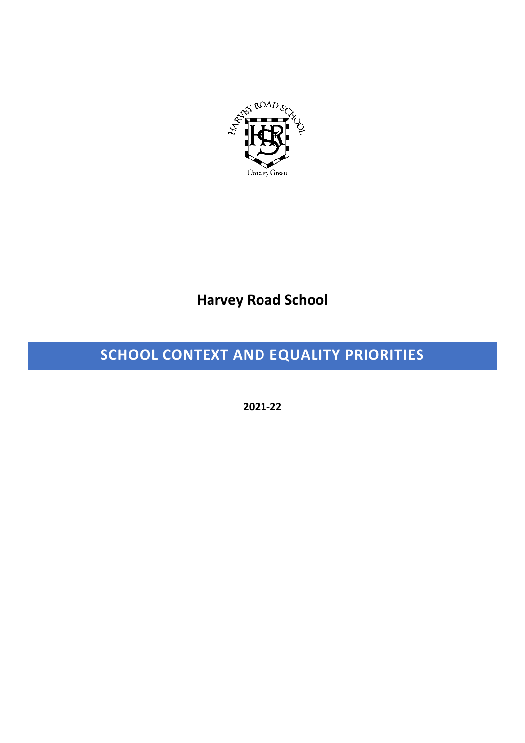# Harvey Road School

## SCHOOL CONTEXT AND EQUALITY PRIORITIES

**2021-22**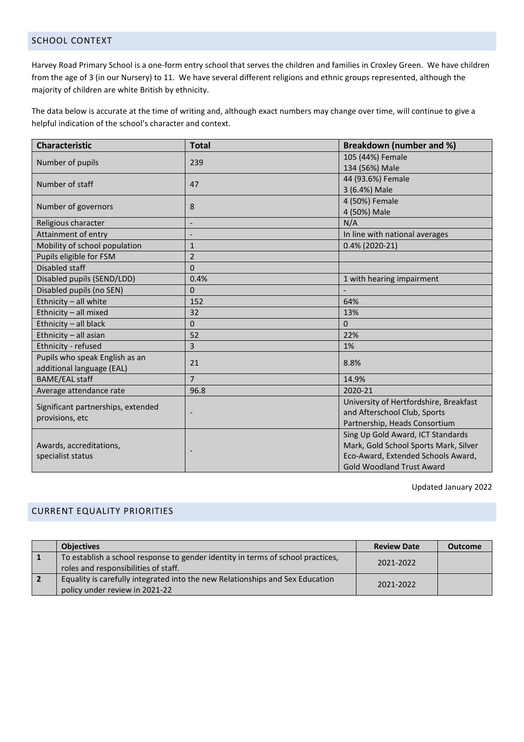## SCHOOL CONTEXT

Harvey Road Primary School is a one-form entry school that serves the children and families in Croxley Green. We have children from the age of 3 (in our Nursery) to 11. We have several different religions and ethnic groups represented, although the majority of children are white British by ethnicity.

The data below is accurate at the time of writing and, although exact numbers may change over time, will continue to give a helpful indication of the school's character and context.

| Characteristic | Total | Breakdown (number and %) |
|---|---|---|
| Number of pupils | 239 | 105 (44%) Female<br>134 (56%) Male |
| Number of staff | 47 | 44 (93.6%) Female<br>3 (6.4%) Male |
| Number of governors | 8 | 4 (50%) Female<br>4 (50%) Male |
| Religious character | - | N/A |
| Attainment of entry | - | In line with national averages |
| Mobility of school population | 1 | 0.4% (2020-21) |
| Pupils eligible for FSM | 2 | |
| Disabled staff | 0 | |
| Disabled pupils (SEND/LDD) | 0.4% | 1 with hearing impairment |
| Disabled pupils (no SEN) | 0 | - |
| Ethnicity – all white | 152 | 64% |
| Ethnicity – all mixed | 32 | 13% |
| Ethnicity – all black | 0 | 0 |
| Ethnicity – all asian | 52 | 22% |
| Ethnicity - refused | 3 | 1% |
| Pupils who speak English as an additional language (EAL) | 21 | 8.8% |
| BAME/EAL staff | 7 | 14.9% |
| Average attendance rate | 96.8 | 2020-21 |
| Significant partnerships, extended provisions, etc | - | University of Hertfordshire, Breakfast and Afterschool Club, Sports Partnership, Heads Consortium |
| Awards, accreditations, specialist status | - | Sing Up Gold Award, ICT Standards Mark, Gold School Sports Mark, Silver Eco-Award, Extended Schools Award, Gold Woodland Trust Award |

Updated January 2022

## CURRENT EQUALITY PRIORITIES

| | Objectives | Review Date | Outcome |
|---|---|---|---|
| **1** | To establish a school response to gender identity in terms of school practices, roles and responsibilities of staff. | 2021-2022 | |
| **2** | Equality is carefully integrated into the new Relationships and Sex Education policy under review in 2021-22 | 2021-2022 | |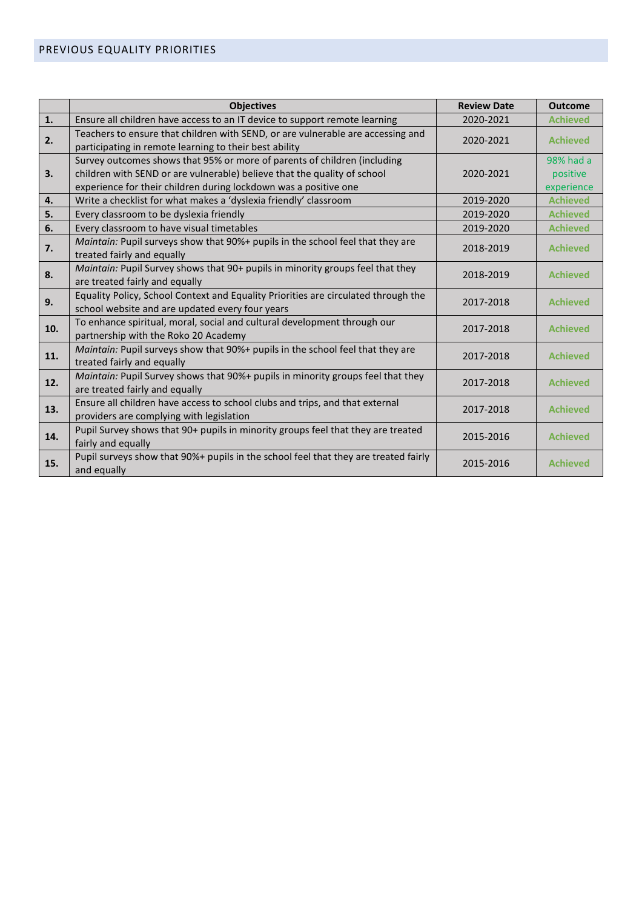## PREVIOUS EQUALITY PRIORITIES

| | Objectives | Review Date | Outcome |
|---|---|---|---|
| **1.** | Ensure all children have access to an IT device to support remote learning | 2020-2021 | **Achieved** |
| **2.** | Teachers to ensure that children with SEND, or are vulnerable are accessing and participating in remote learning to their best ability | 2020-2021 | **Achieved** |
| **3.** | Survey outcomes shows that 95% or more of parents of children (including children with SEND or are vulnerable) believe that the quality of school experience for their children during lockdown was a positive one | 2020-2021 | 98% had a positive experience |
| **4.** | Write a checklist for what makes a 'dyslexia friendly' classroom | 2019-2020 | **Achieved** |
| **5.** | Every classroom to be dyslexia friendly | 2019-2020 | **Achieved** |
| **6.** | Every classroom to have visual timetables | 2019-2020 | **Achieved** |
| **7.** | *Maintain:* Pupil surveys show that 90%+ pupils in the school feel that they are treated fairly and equally | 2018-2019 | **Achieved** |
| **8.** | *Maintain:* Pupil Survey shows that 90+ pupils in minority groups feel that they are treated fairly and equally | 2018-2019 | **Achieved** |
| **9.** | Equality Policy, School Context and Equality Priorities are circulated through the school website and are updated every four years | 2017-2018 | **Achieved** |
| **10.** | To enhance spiritual, moral, social and cultural development through our partnership with the Roko 20 Academy | 2017-2018 | **Achieved** |
| **11.** | *Maintain:* Pupil surveys show that 90%+ pupils in the school feel that they are treated fairly and equally | 2017-2018 | **Achieved** |
| **12.** | *Maintain:* Pupil Survey shows that 90%+ pupils in minority groups feel that they are treated fairly and equally | 2017-2018 | **Achieved** |
| **13.** | Ensure all children have access to school clubs and trips, and that external providers are complying with legislation | 2017-2018 | **Achieved** |
| **14.** | Pupil Survey shows that 90+ pupils in minority groups feel that they are treated fairly and equally | 2015-2016 | **Achieved** |
| **15.** | Pupil surveys show that 90%+ pupils in the school feel that they are treated fairly and equally | 2015-2016 | **Achieved** |